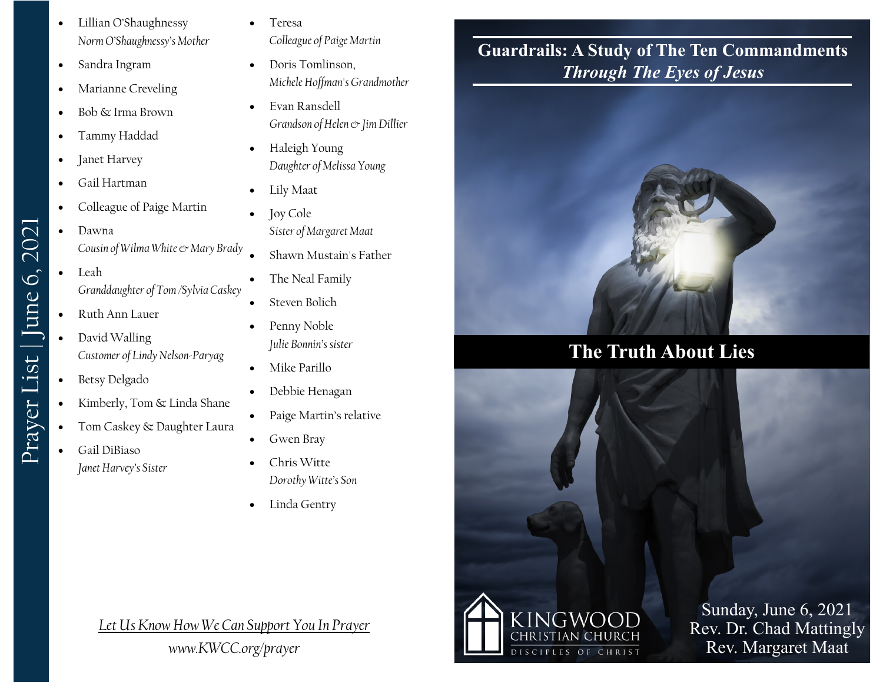# Prayer List | June 6, 2021

- Lillian O'Shaughnessy
  *Norm O'Shaughnessy's Mother*
- Sandra Ingram
- Marianne Creveling
- Bob & Irma Brown
- Tammy Haddad
- Janet Harvey
- Gail Hartman
- Colleague of Paige Martin
- Dawna
  *Cousin of Wilma White & Mary Brady*
- Leah
  *Granddaughter of Tom /Sylvia Caskey*
- Ruth Ann Lauer
- David Walling
  *Customer of Lindy Nelson-Paryag*
- Betsy Delgado
- Kimberly, Tom & Linda Shane
- Tom Caskey & Daughter Laura
- Gail DiBiaso
  *Janet Harvey's Sister*
- Teresa
  *Colleague of Paige Martin*
- Doris Tomlinson,
  *Michele Hoffman's Grandmother*
- Evan Ransdell
  *Grandson of Helen & Jim Dillier*
- Haleigh Young
  *Daughter of Melissa Young*
- Lily Maat
- Joy Cole
  *Sister of Margaret Maat*
- Shawn Mustain's Father
- The Neal Family
- Steven Bolich
- Penny Noble
  *Julie Bonnin's sister*
- Mike Parillo
- Debbie Henagan
- Paige Martin's relative
- Gwen Bray
- Chris Witte
  *Dorothy Witte's Son*
- Linda Gentry

*Let Us Know How We Can Support You In Prayer*
*www.KWCC.org/prayer*

# Guardrails: A Study of The Ten Commandments
## *Through The Eyes of Jesus*

## The Truth About Lies

KINGWOOD CHRISTIAN CHURCH
DISCIPLES OF CHRIST

Sunday, June 6, 2021
Rev. Dr. Chad Mattingly
Rev. Margaret Maat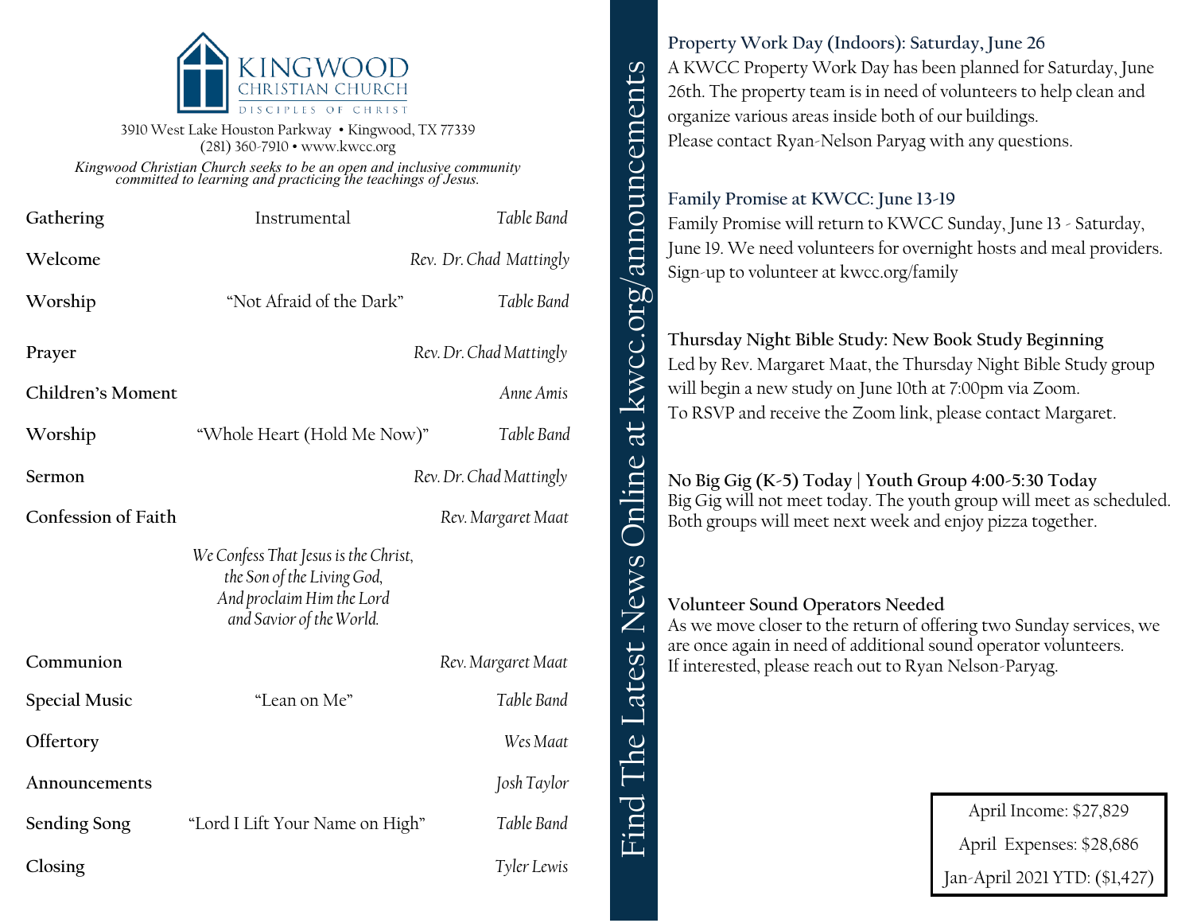# KINGWOOD CHRISTIAN CHURCH

DISCIPLES OF CHRIST

3910 West Lake Houston Parkway • Kingwood, TX 77339
(281) 360-7910 • www.kwcc.org

*Kingwood Christian Church seeks to be an open and inclusive community committed to learning and practicing the teachings of Jesus.*

| | | |
|---|---|---|
| **Gathering** | Instrumental | *Table Band* |
| **Welcome** | | *Rev. Dr. Chad Mattingly* |
| **Worship** | "Not Afraid of the Dark" | *Table Band* |
| **Prayer** | | *Rev. Dr. Chad Mattingly* |
| **Children's Moment** | | *Anne Amis* |
| **Worship** | "Whole Heart (Hold Me Now)" | *Table Band* |
| **Sermon** | | *Rev. Dr. Chad Mattingly* |
| **Confession of Faith** | | *Rev. Margaret Maat* |

*We Confess That Jesus is the Christ,*
*the Son of the Living God,*
*And proclaim Him the Lord*
*and Savior of the World.*

| | | |
|---|---|---|
| **Communion** | | *Rev. Margaret Maat* |
| **Special Music** | "Lean on Me" | *Table Band* |
| **Offertory** | | *Wes Maat* |
| **Announcements** | | *Josh Taylor* |
| **Sending Song** | "Lord I Lift Your Name on High" | *Table Band* |
| **Closing** | | *Tyler Lewis* |

Find The Latest News Online at kwcc.org/announcements

### Property Work Day (Indoors): Saturday, June 26

A KWCC Property Work Day has been planned for Saturday, June 26th. The property team is in need of volunteers to help clean and organize various areas inside both of our buildings.
Please contact Ryan-Nelson Paryag with any questions.

### Family Promise at KWCC: June 13-19

Family Promise will return to KWCC Sunday, June 13 - Saturday, June 19. We need volunteers for overnight hosts and meal providers. Sign-up to volunteer at kwcc.org/family

### Thursday Night Bible Study: New Book Study Beginning

Led by Rev. Margaret Maat, the Thursday Night Bible Study group will begin a new study on June 10th at 7:00pm via Zoom.
To RSVP and receive the Zoom link, please contact Margaret.

### No Big Gig (K-5) Today | Youth Group 4:00-5:30 Today

Big Gig will not meet today. The youth group will meet as scheduled. Both groups will meet next week and enjoy pizza together.

### Volunteer Sound Operators Needed

As we move closer to the return of offering two Sunday services, we are once again in need of additional sound operator volunteers.
If interested, please reach out to Ryan Nelson-Paryag.

April Income: $27,829
April Expenses: $28,686
Jan-April 2021 YTD: ($1,427)